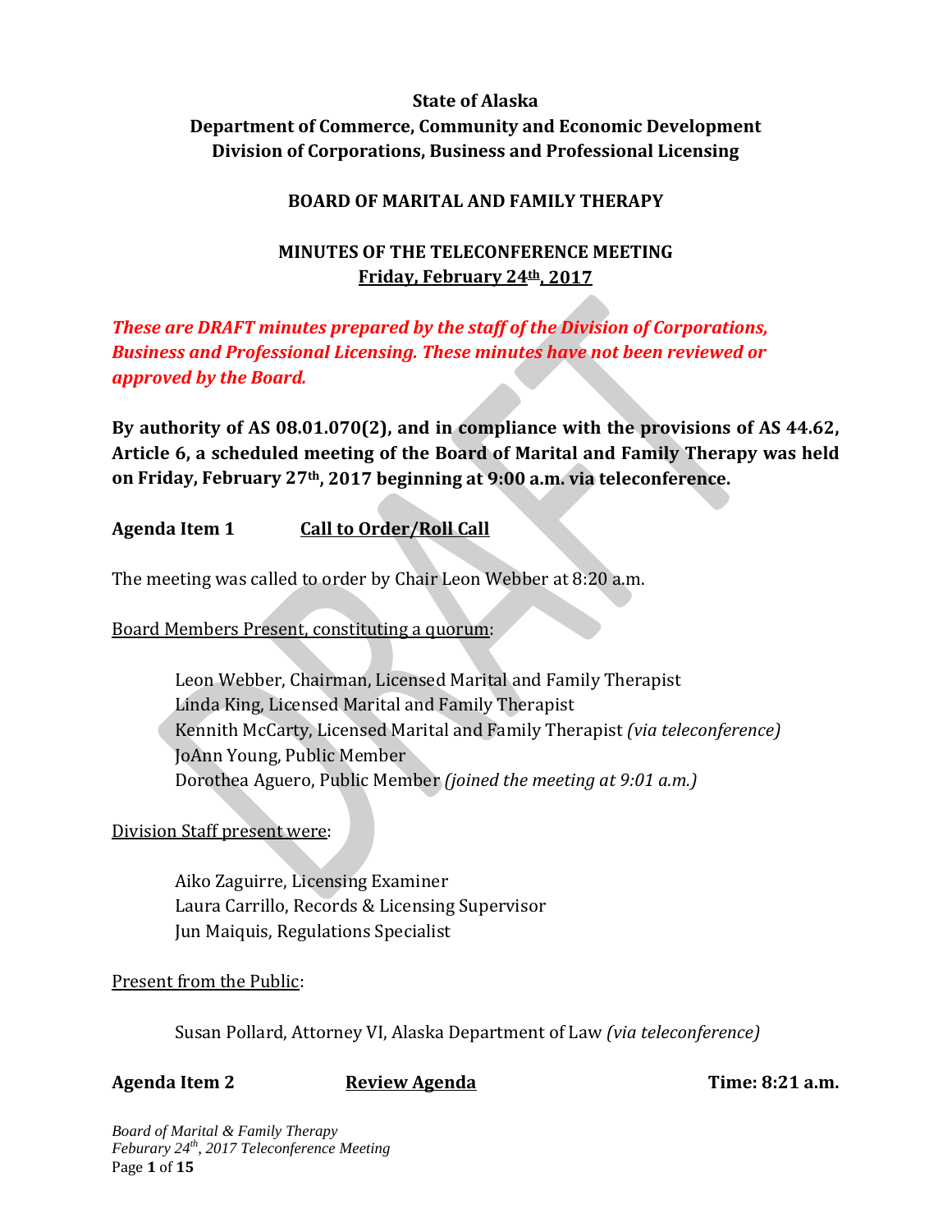**State of Alaska**
**Department of Commerce, Community and Economic Development**
**Division of Corporations, Business and Professional Licensing**

**BOARD OF MARITAL AND FAMILY THERAPY**

**MINUTES OF THE TELECONFERENCE MEETING**
**Friday, February 24th, 2017**

***These are DRAFT minutes prepared by the staff of the Division of Corporations, Business and Professional Licensing. These minutes have not been reviewed or approved by the Board.***

**By authority of AS 08.01.070(2), and in compliance with the provisions of AS 44.62, Article 6, a scheduled meeting of the Board of Marital and Family Therapy was held on Friday, February 27th, 2017 beginning at 9:00 a.m. via teleconference.**

**Agenda Item 1 Call to Order/Roll Call**

The meeting was called to order by Chair Leon Webber at 8:20 a.m.

Board Members Present, constituting a quorum:

Leon Webber, Chairman, Licensed Marital and Family Therapist
Linda King, Licensed Marital and Family Therapist
Kennith McCarty, Licensed Marital and Family Therapist *(via teleconference)*
JoAnn Young, Public Member
Dorothea Aguero, Public Member *(joined the meeting at 9:01 a.m.)*

Division Staff present were:

Aiko Zaguirre, Licensing Examiner
Laura Carrillo, Records & Licensing Supervisor
Jun Maiquis, Regulations Specialist

Present from the Public:

Susan Pollard, Attorney VI, Alaska Department of Law *(via teleconference)*

**Agenda Item 2 Review Agenda Time: 8:21 a.m.**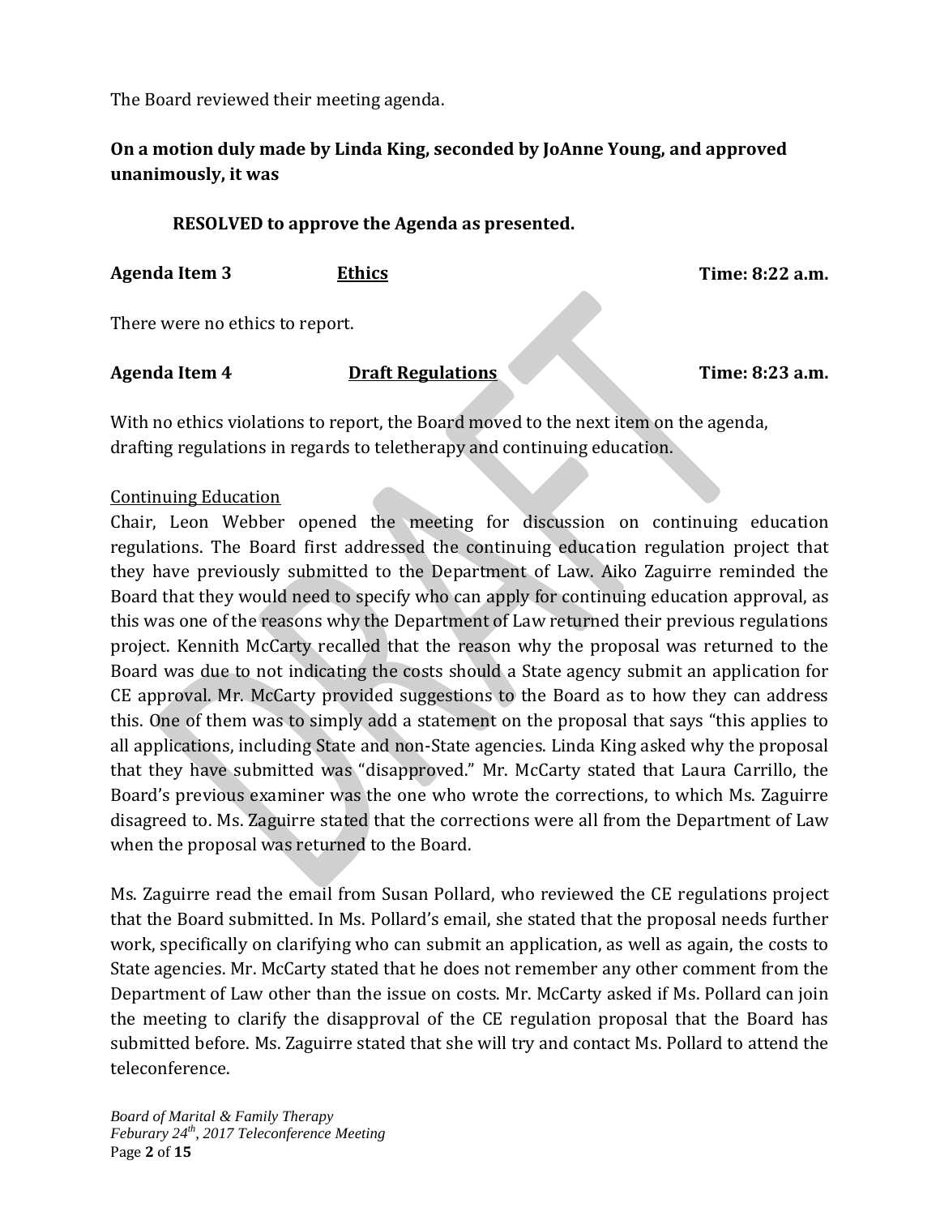The Board reviewed their meeting agenda.

**On a motion duly made by Linda King, seconded by JoAnne Young, and approved unanimously, it was**

**RESOLVED to approve the Agenda as presented.**

**Agenda Item 3** **Ethics** **Time: 8:22 a.m.**

There were no ethics to report.

**Agenda Item 4** **Draft Regulations** **Time: 8:23 a.m.**

With no ethics violations to report, the Board moved to the next item on the agenda, drafting regulations in regards to teletherapy and continuing education.

Continuing Education

Chair, Leon Webber opened the meeting for discussion on continuing education regulations. The Board first addressed the continuing education regulation project that they have previously submitted to the Department of Law. Aiko Zaguirre reminded the Board that they would need to specify who can apply for continuing education approval, as this was one of the reasons why the Department of Law returned their previous regulations project. Kennith McCarty recalled that the reason why the proposal was returned to the Board was due to not indicating the costs should a State agency submit an application for CE approval. Mr. McCarty provided suggestions to the Board as to how they can address this. One of them was to simply add a statement on the proposal that says "this applies to all applications, including State and non-State agencies. Linda King asked why the proposal that they have submitted was "disapproved." Mr. McCarty stated that Laura Carrillo, the Board's previous examiner was the one who wrote the corrections, to which Ms. Zaguirre disagreed to. Ms. Zaguirre stated that the corrections were all from the Department of Law when the proposal was returned to the Board.

Ms. Zaguirre read the email from Susan Pollard, who reviewed the CE regulations project that the Board submitted. In Ms. Pollard's email, she stated that the proposal needs further work, specifically on clarifying who can submit an application, as well as again, the costs to State agencies. Mr. McCarty stated that he does not remember any other comment from the Department of Law other than the issue on costs. Mr. McCarty asked if Ms. Pollard can join the meeting to clarify the disapproval of the CE regulation proposal that the Board has submitted before. Ms. Zaguirre stated that she will try and contact Ms. Pollard to attend the teleconference.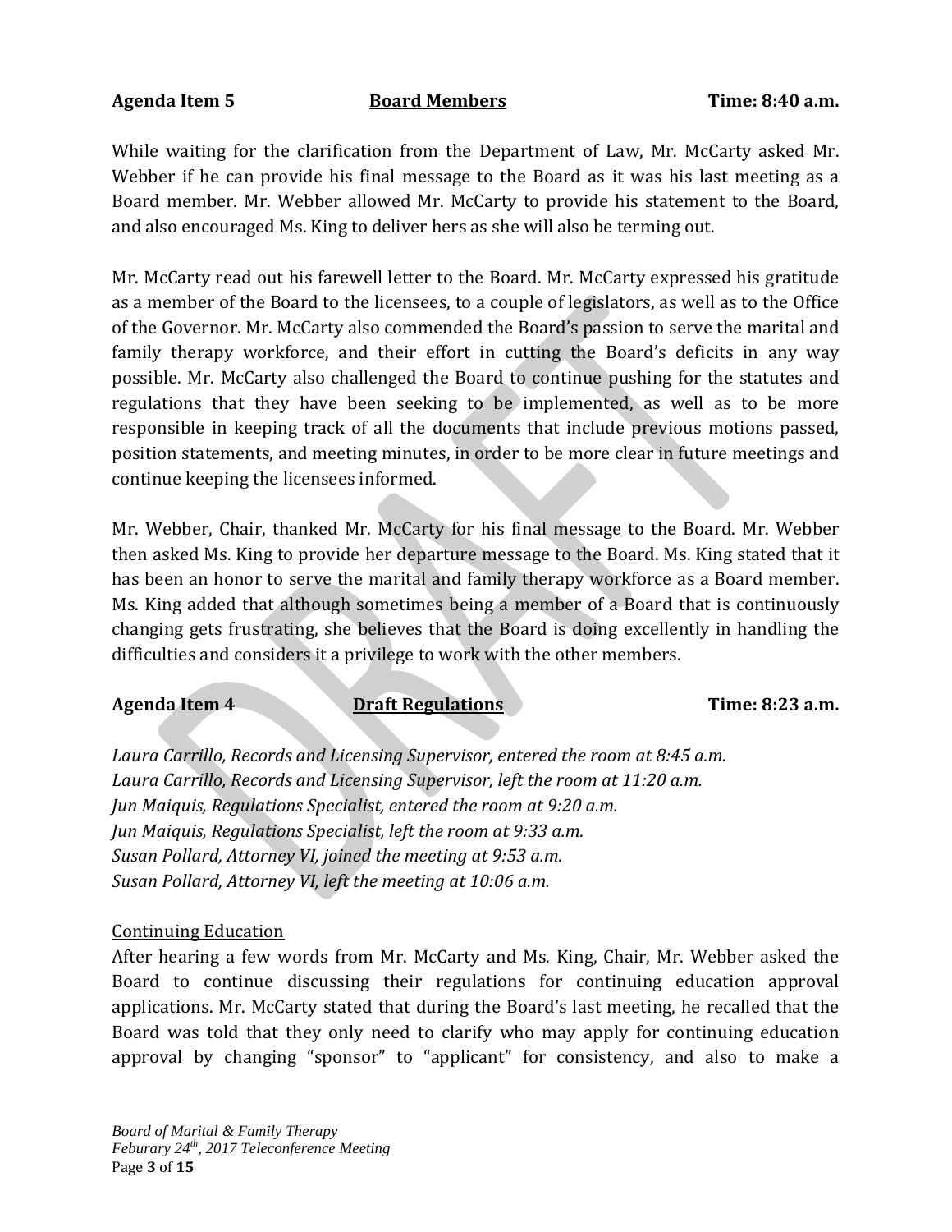**Agenda Item 5** **Board Members** **Time: 8:40 a.m.**

While waiting for the clarification from the Department of Law, Mr. McCarty asked Mr. Webber if he can provide his final message to the Board as it was his last meeting as a Board member. Mr. Webber allowed Mr. McCarty to provide his statement to the Board, and also encouraged Ms. King to deliver hers as she will also be terming out.

Mr. McCarty read out his farewell letter to the Board. Mr. McCarty expressed his gratitude as a member of the Board to the licensees, to a couple of legislators, as well as to the Office of the Governor. Mr. McCarty also commended the Board's passion to serve the marital and family therapy workforce, and their effort in cutting the Board's deficits in any way possible. Mr. McCarty also challenged the Board to continue pushing for the statutes and regulations that they have been seeking to be implemented, as well as to be more responsible in keeping track of all the documents that include previous motions passed, position statements, and meeting minutes, in order to be more clear in future meetings and continue keeping the licensees informed.

Mr. Webber, Chair, thanked Mr. McCarty for his final message to the Board. Mr. Webber then asked Ms. King to provide her departure message to the Board. Ms. King stated that it has been an honor to serve the marital and family therapy workforce as a Board member. Ms. King added that although sometimes being a member of a Board that is continuously changing gets frustrating, she believes that the Board is doing excellently in handling the difficulties and considers it a privilege to work with the other members.

**Agenda Item 4** **Draft Regulations** **Time: 8:23 a.m.**

*Laura Carrillo, Records and Licensing Supervisor, entered the room at 8:45 a.m.*
*Laura Carrillo, Records and Licensing Supervisor, left the room at 11:20 a.m.*
*Jun Maiquis, Regulations Specialist, entered the room at 9:20 a.m.*
*Jun Maiquis, Regulations Specialist, left the room at 9:33 a.m.*
*Susan Pollard, Attorney VI, joined the meeting at 9:53 a.m.*
*Susan Pollard, Attorney VI, left the meeting at 10:06 a.m.*

Continuing Education

After hearing a few words from Mr. McCarty and Ms. King, Chair, Mr. Webber asked the Board to continue discussing their regulations for continuing education approval applications. Mr. McCarty stated that during the Board's last meeting, he recalled that the Board was told that they only need to clarify who may apply for continuing education approval by changing "sponsor" to "applicant" for consistency, and also to make a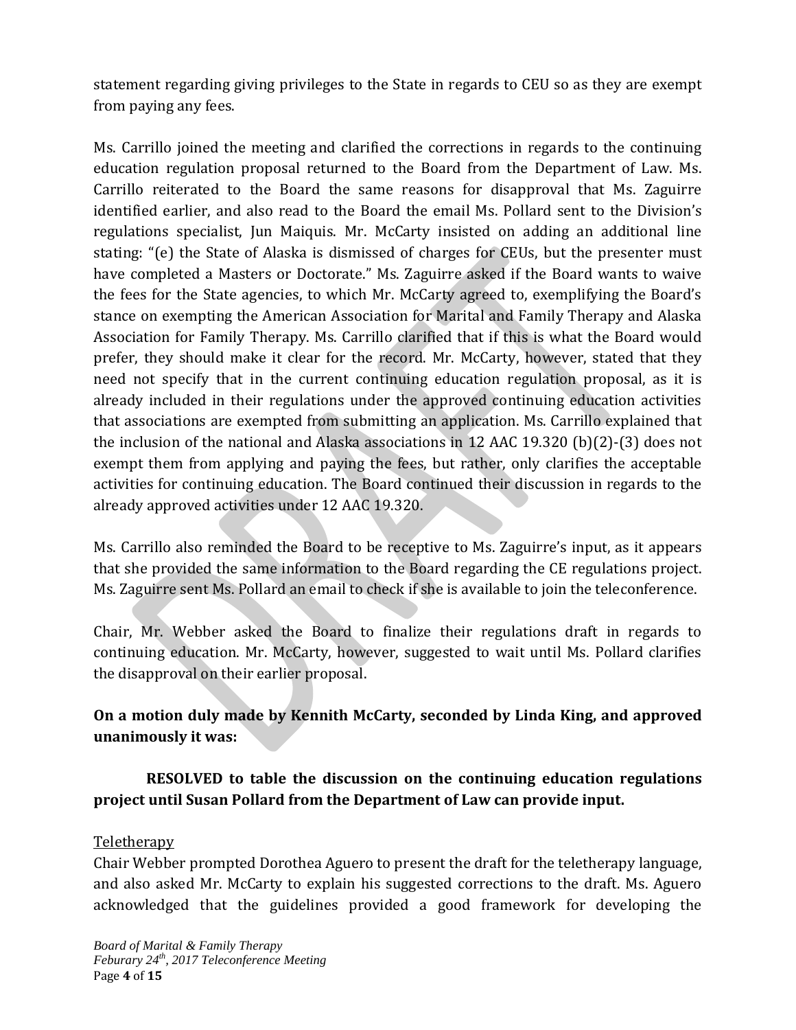statement regarding giving privileges to the State in regards to CEU so as they are exempt from paying any fees.

Ms. Carrillo joined the meeting and clarified the corrections in regards to the continuing education regulation proposal returned to the Board from the Department of Law. Ms. Carrillo reiterated to the Board the same reasons for disapproval that Ms. Zaguirre identified earlier, and also read to the Board the email Ms. Pollard sent to the Division's regulations specialist, Jun Maiquis. Mr. McCarty insisted on adding an additional line stating: "(e) the State of Alaska is dismissed of charges for CEUs, but the presenter must have completed a Masters or Doctorate." Ms. Zaguirre asked if the Board wants to waive the fees for the State agencies, to which Mr. McCarty agreed to, exemplifying the Board's stance on exempting the American Association for Marital and Family Therapy and Alaska Association for Family Therapy. Ms. Carrillo clarified that if this is what the Board would prefer, they should make it clear for the record. Mr. McCarty, however, stated that they need not specify that in the current continuing education regulation proposal, as it is already included in their regulations under the approved continuing education activities that associations are exempted from submitting an application. Ms. Carrillo explained that the inclusion of the national and Alaska associations in 12 AAC 19.320 (b)(2)-(3) does not exempt them from applying and paying the fees, but rather, only clarifies the acceptable activities for continuing education. The Board continued their discussion in regards to the already approved activities under 12 AAC 19.320.

Ms. Carrillo also reminded the Board to be receptive to Ms. Zaguirre's input, as it appears that she provided the same information to the Board regarding the CE regulations project. Ms. Zaguirre sent Ms. Pollard an email to check if she is available to join the teleconference.

Chair, Mr. Webber asked the Board to finalize their regulations draft in regards to continuing education. Mr. McCarty, however, suggested to wait until Ms. Pollard clarifies the disapproval on their earlier proposal.

**On a motion duly made by Kennith McCarty, seconded by Linda King, and approved unanimously it was:**

**RESOLVED to table the discussion on the continuing education regulations project until Susan Pollard from the Department of Law can provide input.**

Teletherapy

Chair Webber prompted Dorothea Aguero to present the draft for the teletherapy language, and also asked Mr. McCarty to explain his suggested corrections to the draft. Ms. Aguero acknowledged that the guidelines provided a good framework for developing the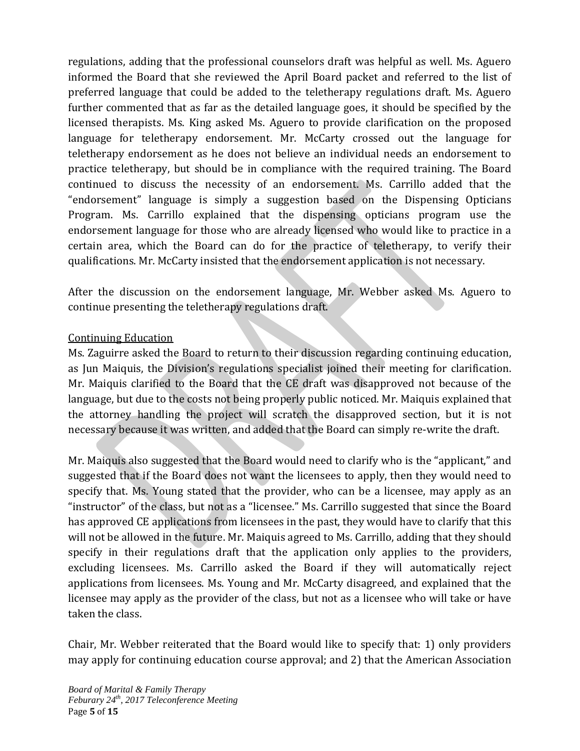regulations, adding that the professional counselors draft was helpful as well. Ms. Aguero informed the Board that she reviewed the April Board packet and referred to the list of preferred language that could be added to the teletherapy regulations draft. Ms. Aguero further commented that as far as the detailed language goes, it should be specified by the licensed therapists. Ms. King asked Ms. Aguero to provide clarification on the proposed language for teletherapy endorsement. Mr. McCarty crossed out the language for teletherapy endorsement as he does not believe an individual needs an endorsement to practice teletherapy, but should be in compliance with the required training. The Board continued to discuss the necessity of an endorsement. Ms. Carrillo added that the "endorsement" language is simply a suggestion based on the Dispensing Opticians Program. Ms. Carrillo explained that the dispensing opticians program use the endorsement language for those who are already licensed who would like to practice in a certain area, which the Board can do for the practice of teletherapy, to verify their qualifications. Mr. McCarty insisted that the endorsement application is not necessary.

After the discussion on the endorsement language, Mr. Webber asked Ms. Aguero to continue presenting the teletherapy regulations draft.

<u>Continuing Education</u>

Ms. Zaguirre asked the Board to return to their discussion regarding continuing education, as Jun Maiquis, the Division's regulations specialist joined their meeting for clarification. Mr. Maiquis clarified to the Board that the CE draft was disapproved not because of the language, but due to the costs not being properly public noticed. Mr. Maiquis explained that the attorney handling the project will scratch the disapproved section, but it is not necessary because it was written, and added that the Board can simply re-write the draft.

Mr. Maiquis also suggested that the Board would need to clarify who is the "applicant," and suggested that if the Board does not want the licensees to apply, then they would need to specify that. Ms. Young stated that the provider, who can be a licensee, may apply as an "instructor" of the class, but not as a "licensee." Ms. Carrillo suggested that since the Board has approved CE applications from licensees in the past, they would have to clarify that this will not be allowed in the future. Mr. Maiquis agreed to Ms. Carrillo, adding that they should specify in their regulations draft that the application only applies to the providers, excluding licensees. Ms. Carrillo asked the Board if they will automatically reject applications from licensees. Ms. Young and Mr. McCarty disagreed, and explained that the licensee may apply as the provider of the class, but not as a licensee who will take or have taken the class.

Chair, Mr. Webber reiterated that the Board would like to specify that: 1) only providers may apply for continuing education course approval; and 2) that the American Association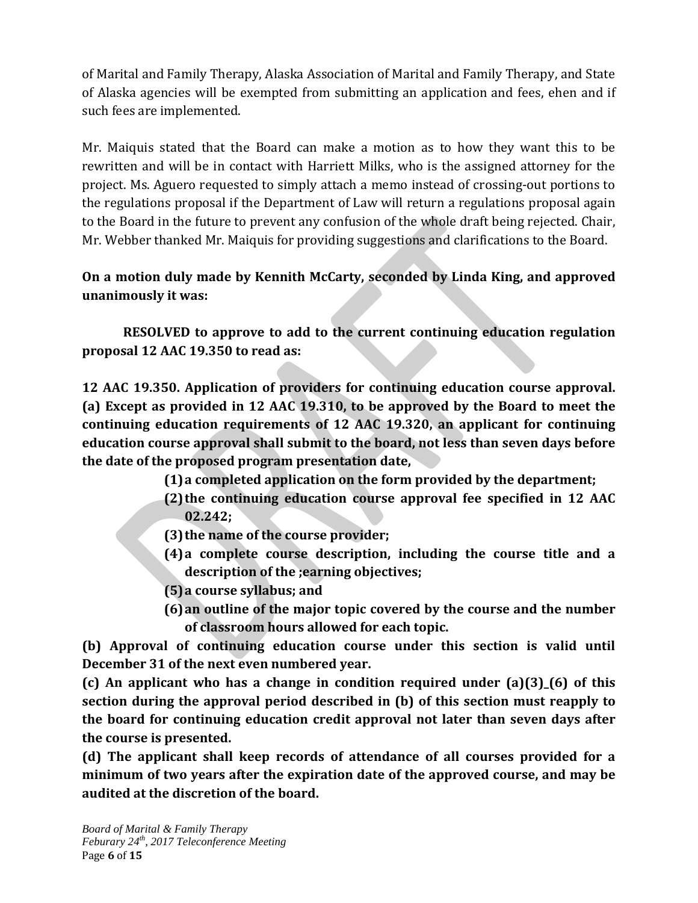of Marital and Family Therapy, Alaska Association of Marital and Family Therapy, and State of Alaska agencies will be exempted from submitting an application and fees, ehen and if such fees are implemented.

Mr. Maiquis stated that the Board can make a motion as to how they want this to be rewritten and will be in contact with Harriett Milks, who is the assigned attorney for the project. Ms. Aguero requested to simply attach a memo instead of crossing-out portions to the regulations proposal if the Department of Law will return a regulations proposal again to the Board in the future to prevent any confusion of the whole draft being rejected. Chair, Mr. Webber thanked Mr. Maiquis for providing suggestions and clarifications to the Board.

**On a motion duly made by Kennith McCarty, seconded by Linda King, and approved unanimously it was:**

**RESOLVED to approve to add to the current continuing education regulation proposal 12 AAC 19.350 to read as:**

**12 AAC 19.350. Application of providers for continuing education course approval. (a) Except as provided in 12 AAC 19.310, to be approved by the Board to meet the continuing education requirements of 12 AAC 19.320, an applicant for continuing education course approval shall submit to the board, not less than seven days before the date of the proposed program presentation date,**

> **(1) a completed application on the form provided by the department;**
>
> **(2) the continuing education course approval fee specified in 12 AAC 02.242;**
>
> **(3) the name of the course provider;**
>
> **(4) a complete course description, including the course title and a description of the ;earning objectives;**
>
> **(5) a course syllabus; and**
>
> **(6) an outline of the major topic covered by the course and the number of classroom hours allowed for each topic.**

**(b) Approval of continuing education course under this section is valid until December 31 of the next even numbered year.**

**(c) An applicant who has a change in condition required under (a)(3)_(6) of this section during the approval period described in (b) of this section must reapply to the board for continuing education credit approval not later than seven days after the course is presented.**

**(d) The applicant shall keep records of attendance of all courses provided for a minimum of two years after the expiration date of the approved course, and may be audited at the discretion of the board.**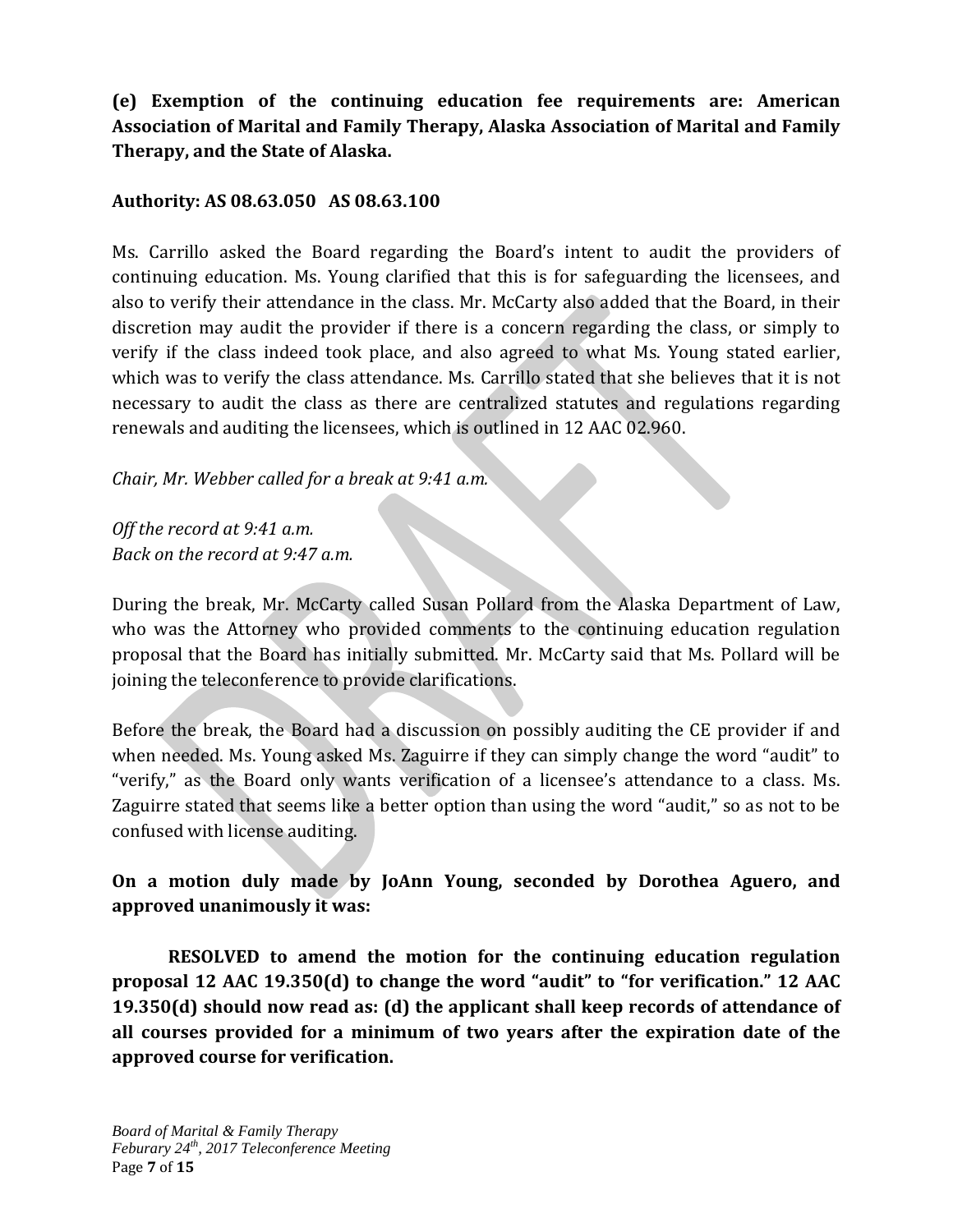**(e) Exemption of the continuing education fee requirements are: American Association of Marital and Family Therapy, Alaska Association of Marital and Family Therapy, and the State of Alaska.**

**Authority: AS 08.63.050 AS 08.63.100**

Ms. Carrillo asked the Board regarding the Board's intent to audit the providers of continuing education. Ms. Young clarified that this is for safeguarding the licensees, and also to verify their attendance in the class. Mr. McCarty also added that the Board, in their discretion may audit the provider if there is a concern regarding the class, or simply to verify if the class indeed took place, and also agreed to what Ms. Young stated earlier, which was to verify the class attendance. Ms. Carrillo stated that she believes that it is not necessary to audit the class as there are centralized statutes and regulations regarding renewals and auditing the licensees, which is outlined in 12 AAC 02.960.

*Chair, Mr. Webber called for a break at 9:41 a.m.*

*Off the record at 9:41 a.m.*
*Back on the record at 9:47 a.m.*

During the break, Mr. McCarty called Susan Pollard from the Alaska Department of Law, who was the Attorney who provided comments to the continuing education regulation proposal that the Board has initially submitted. Mr. McCarty said that Ms. Pollard will be joining the teleconference to provide clarifications.

Before the break, the Board had a discussion on possibly auditing the CE provider if and when needed. Ms. Young asked Ms. Zaguirre if they can simply change the word "audit" to "verify," as the Board only wants verification of a licensee's attendance to a class. Ms. Zaguirre stated that seems like a better option than using the word "audit," so as not to be confused with license auditing.

**On a motion duly made by JoAnn Young, seconded by Dorothea Aguero, and approved unanimously it was:**

**RESOLVED to amend the motion for the continuing education regulation proposal 12 AAC 19.350(d) to change the word "audit" to "for verification." 12 AAC 19.350(d) should now read as: (d) the applicant shall keep records of attendance of all courses provided for a minimum of two years after the expiration date of the approved course for verification.**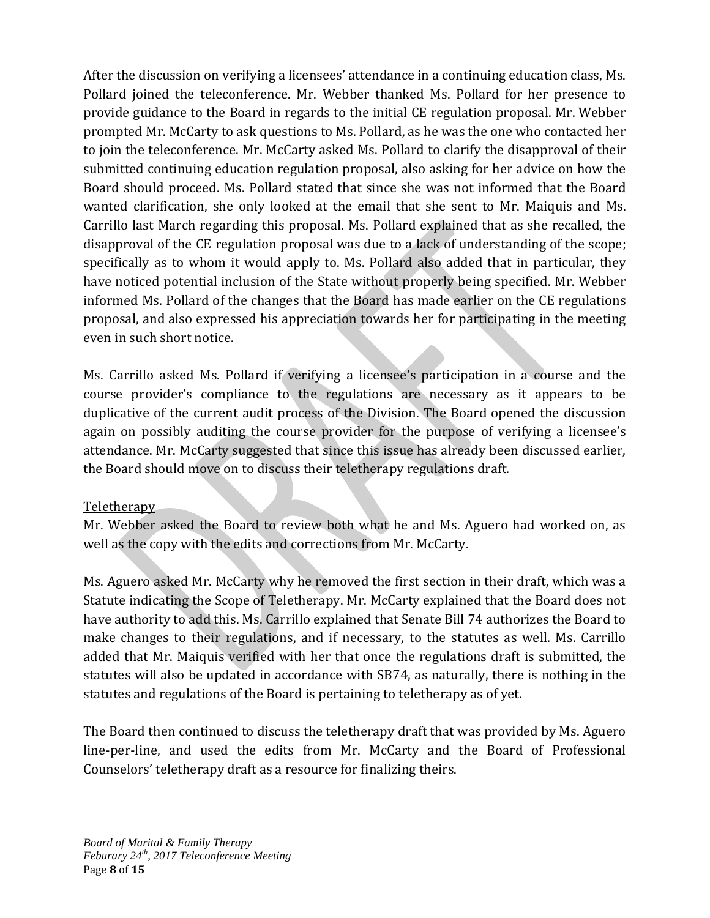After the discussion on verifying a licensees' attendance in a continuing education class, Ms. Pollard joined the teleconference. Mr. Webber thanked Ms. Pollard for her presence to provide guidance to the Board in regards to the initial CE regulation proposal. Mr. Webber prompted Mr. McCarty to ask questions to Ms. Pollard, as he was the one who contacted her to join the teleconference. Mr. McCarty asked Ms. Pollard to clarify the disapproval of their submitted continuing education regulation proposal, also asking for her advice on how the Board should proceed. Ms. Pollard stated that since she was not informed that the Board wanted clarification, she only looked at the email that she sent to Mr. Maiquis and Ms. Carrillo last March regarding this proposal. Ms. Pollard explained that as she recalled, the disapproval of the CE regulation proposal was due to a lack of understanding of the scope; specifically as to whom it would apply to. Ms. Pollard also added that in particular, they have noticed potential inclusion of the State without properly being specified. Mr. Webber informed Ms. Pollard of the changes that the Board has made earlier on the CE regulations proposal, and also expressed his appreciation towards her for participating in the meeting even in such short notice.

Ms. Carrillo asked Ms. Pollard if verifying a licensee's participation in a course and the course provider's compliance to the regulations are necessary as it appears to be duplicative of the current audit process of the Division. The Board opened the discussion again on possibly auditing the course provider for the purpose of verifying a licensee's attendance. Mr. McCarty suggested that since this issue has already been discussed earlier, the Board should move on to discuss their teletherapy regulations draft.

<u>Teletherapy</u>

Mr. Webber asked the Board to review both what he and Ms. Aguero had worked on, as well as the copy with the edits and corrections from Mr. McCarty.

Ms. Aguero asked Mr. McCarty why he removed the first section in their draft, which was a Statute indicating the Scope of Teletherapy. Mr. McCarty explained that the Board does not have authority to add this. Ms. Carrillo explained that Senate Bill 74 authorizes the Board to make changes to their regulations, and if necessary, to the statutes as well. Ms. Carrillo added that Mr. Maiquis verified with her that once the regulations draft is submitted, the statutes will also be updated in accordance with SB74, as naturally, there is nothing in the statutes and regulations of the Board is pertaining to teletherapy as of yet.

The Board then continued to discuss the teletherapy draft that was provided by Ms. Aguero line-per-line, and used the edits from Mr. McCarty and the Board of Professional Counselors' teletherapy draft as a resource for finalizing theirs.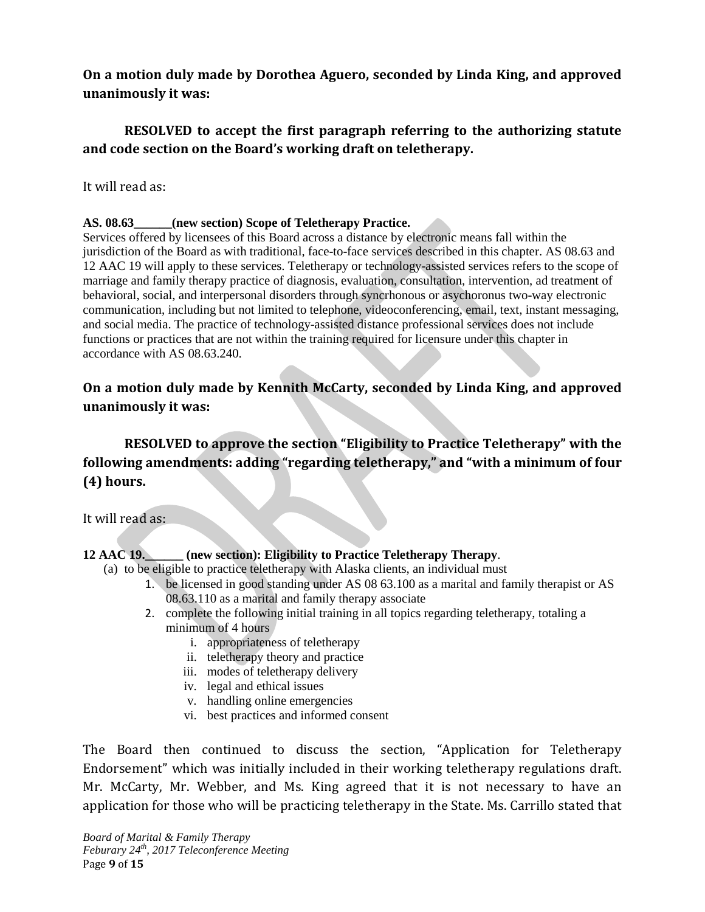**On a motion duly made by Dorothea Aguero, seconded by Linda King, and approved unanimously it was:**

**RESOLVED to accept the first paragraph referring to the authorizing statute and code section on the Board's working draft on teletherapy.**

It will read as:

**AS. 08.63_______(new section) Scope of Teletherapy Practice.**
Services offered by licensees of this Board across a distance by electronic means fall within the jurisdiction of the Board as with traditional, face-to-face services described in this chapter. AS 08.63 and 12 AAC 19 will apply to these services. Teletherapy or technology-assisted services refers to the scope of marriage and family therapy practice of diagnosis, evaluation, consultation, intervention, ad treatment of behavioral, social, and interpersonal disorders through syncrhonous or asychoronus two-way electronic communication, including but not limited to telephone, videoconferencing, email, text, instant messaging, and social media. The practice of technology-assisted distance professional services does not include functions or practices that are not within the training required for licensure under this chapter in accordance with AS 08.63.240.

**On a motion duly made by Kennith McCarty, seconded by Linda King, and approved unanimously it was:**

**RESOLVED to approve the section "Eligibility to Practice Teletherapy" with the following amendments: adding "regarding teletherapy," and "with a minimum of four (4) hours.**

It will read as:

**12 AAC 19._______ (new section): Eligibility to Practice Teletherapy Therapy**.

(a) to be eligible to practice teletherapy with Alaska clients, an individual must

1. be licensed in good standing under AS 08 63.100 as a marital and family therapist or AS 08.63.110 as a marital and family therapy associate
2. complete the following initial training in all topics regarding teletherapy, totaling a minimum of 4 hours
    - i. appropriateness of teletherapy
    - ii. teletherapy theory and practice
    - iii. modes of teletherapy delivery
    - iv. legal and ethical issues
    - v. handling online emergencies
    - vi. best practices and informed consent

The Board then continued to discuss the section, "Application for Teletherapy Endorsement" which was initially included in their working teletherapy regulations draft. Mr. McCarty, Mr. Webber, and Ms. King agreed that it is not necessary to have an application for those who will be practicing teletherapy in the State. Ms. Carrillo stated that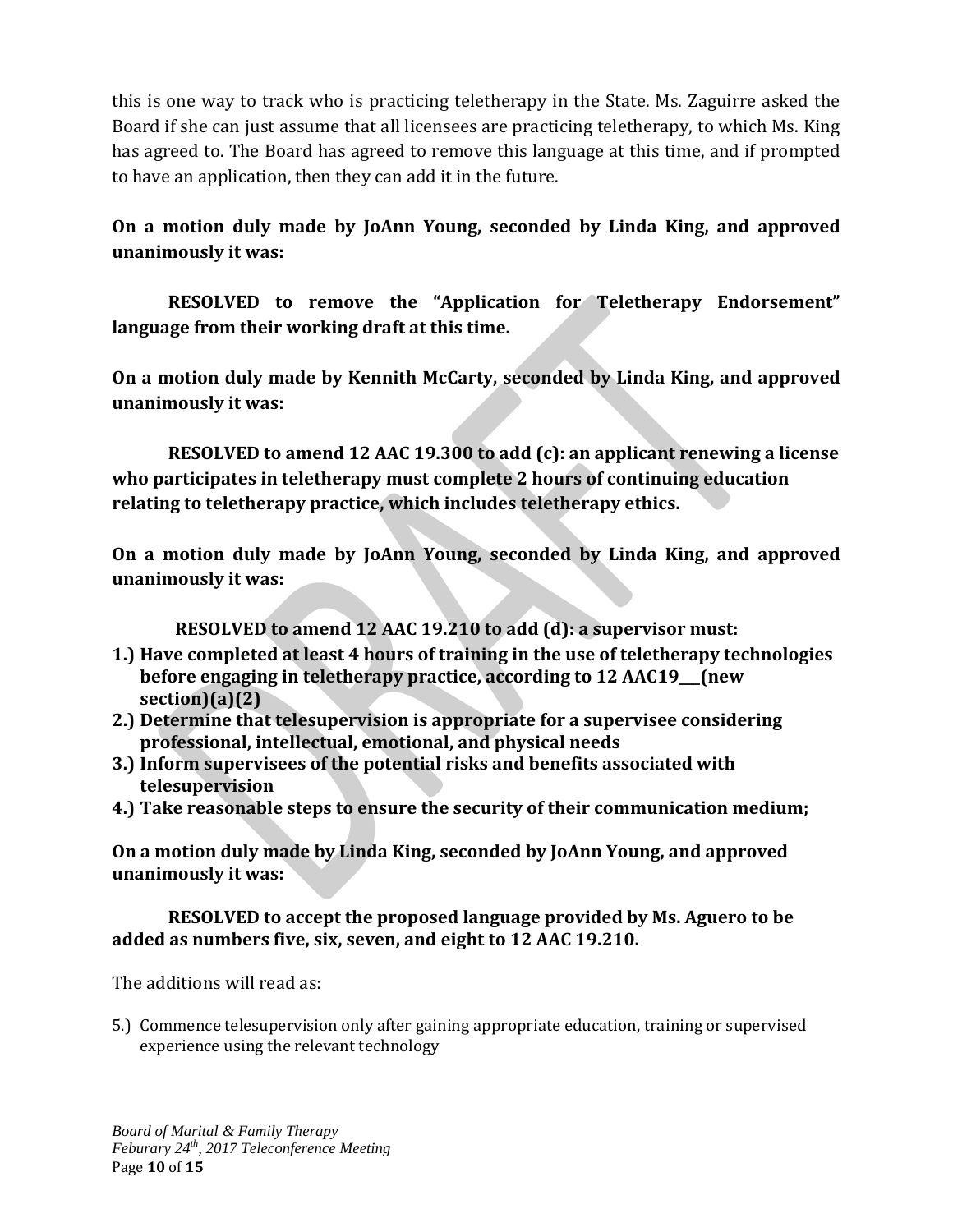this is one way to track who is practicing teletherapy in the State. Ms. Zaguirre asked the Board if she can just assume that all licensees are practicing teletherapy, to which Ms. King has agreed to. The Board has agreed to remove this language at this time, and if prompted to have an application, then they can add it in the future.

**On a motion duly made by JoAnn Young, seconded by Linda King, and approved unanimously it was:**

**RESOLVED to remove the "Application for Teletherapy Endorsement" language from their working draft at this time.**

**On a motion duly made by Kennith McCarty, seconded by Linda King, and approved unanimously it was:**

**RESOLVED to amend 12 AAC 19.300 to add (c): an applicant renewing a license who participates in teletherapy must complete 2 hours of continuing education relating to teletherapy practice, which includes teletherapy ethics.**

**On a motion duly made by JoAnn Young, seconded by Linda King, and approved unanimously it was:**

**RESOLVED to amend 12 AAC 19.210 to add (d): a supervisor must:**

1.) **Have completed at least 4 hours of training in the use of teletherapy technologies before engaging in teletherapy practice, according to 12 AAC19___(new section)(a)(2)**
2.) **Determine that telesupervision is appropriate for a supervisee considering professional, intellectual, emotional, and physical needs**
3.) **Inform supervisees of the potential risks and benefits associated with telesupervision**
4.) **Take reasonable steps to ensure the security of their communication medium;**

**On a motion duly made by Linda King, seconded by JoAnn Young, and approved unanimously it was:**

**RESOLVED to accept the proposed language provided by Ms. Aguero to be added as numbers five, six, seven, and eight to 12 AAC 19.210.**

The additions will read as:

5.) Commence telesupervision only after gaining appropriate education, training or supervised experience using the relevant technology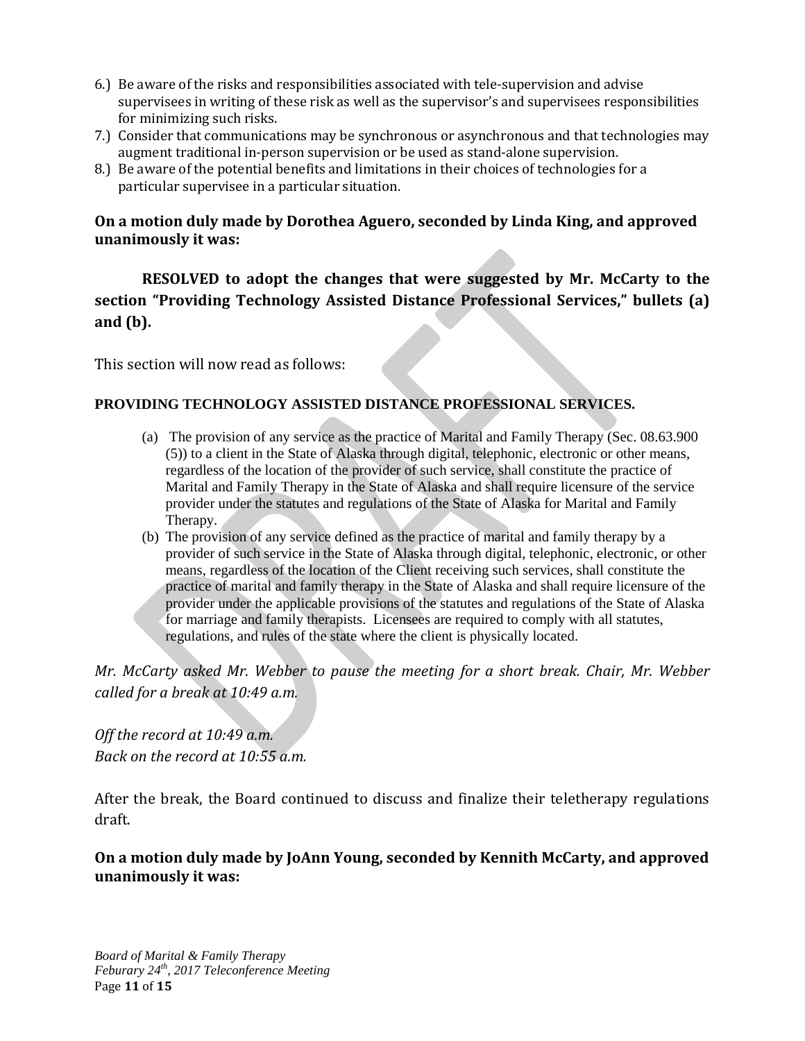6.) Be aware of the risks and responsibilities associated with tele-supervision and advise supervisees in writing of these risk as well as the supervisor's and supervisees responsibilities for minimizing such risks.
7.) Consider that communications may be synchronous or asynchronous and that technologies may augment traditional in-person supervision or be used as stand-alone supervision.
8.) Be aware of the potential benefits and limitations in their choices of technologies for a particular supervisee in a particular situation.

**On a motion duly made by Dorothea Aguero, seconded by Linda King, and approved unanimously it was:**

**RESOLVED to adopt the changes that were suggested by Mr. McCarty to the section "Providing Technology Assisted Distance Professional Services," bullets (a) and (b).**

This section will now read as follows:

**PROVIDING TECHNOLOGY ASSISTED DISTANCE PROFESSIONAL SERVICES.**

(a) The provision of any service as the practice of Marital and Family Therapy (Sec. 08.63.900 (5)) to a client in the State of Alaska through digital, telephonic, electronic or other means, regardless of the location of the provider of such service, shall constitute the practice of Marital and Family Therapy in the State of Alaska and shall require licensure of the service provider under the statutes and regulations of the State of Alaska for Marital and Family Therapy.

(b) The provision of any service defined as the practice of marital and family therapy by a provider of such service in the State of Alaska through digital, telephonic, electronic, or other means, regardless of the location of the Client receiving such services, shall constitute the practice of marital and family therapy in the State of Alaska and shall require licensure of the provider under the applicable provisions of the statutes and regulations of the State of Alaska for marriage and family therapists. Licensees are required to comply with all statutes, regulations, and rules of the state where the client is physically located.

*Mr. McCarty asked Mr. Webber to pause the meeting for a short break. Chair, Mr. Webber called for a break at 10:49 a.m.*

*Off the record at 10:49 a.m.*
*Back on the record at 10:55 a.m.*

After the break, the Board continued to discuss and finalize their teletherapy regulations draft.

**On a motion duly made by JoAnn Young, seconded by Kennith McCarty, and approved unanimously it was:**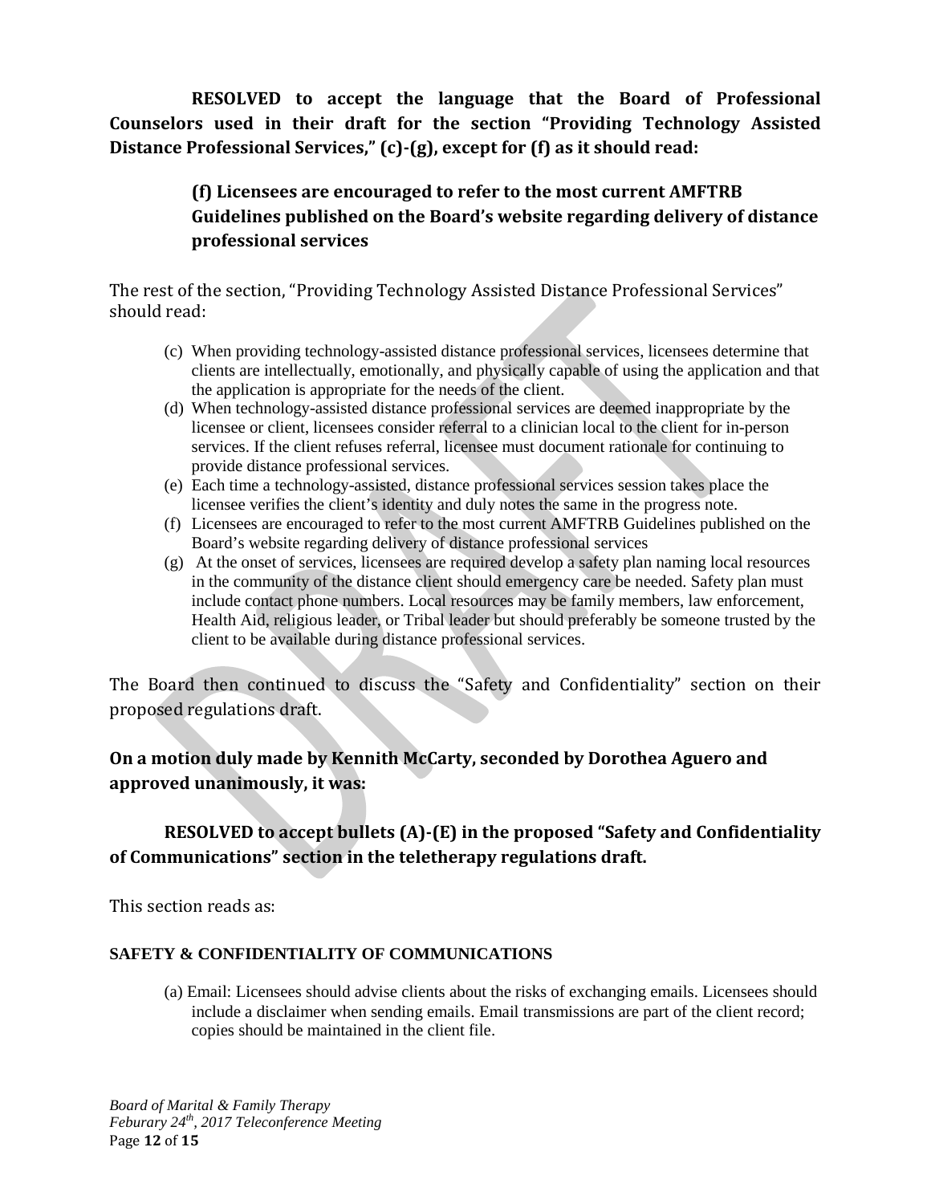**RESOLVED to accept the language that the Board of Professional Counselors used in their draft for the section "Providing Technology Assisted Distance Professional Services," (c)-(g), except for (f) as it should read:**

> **(f) Licensees are encouraged to refer to the most current AMFTRB Guidelines published on the Board's website regarding delivery of distance professional services**

The rest of the section, "Providing Technology Assisted Distance Professional Services" should read:

(c) When providing technology-assisted distance professional services, licensees determine that clients are intellectually, emotionally, and physically capable of using the application and that the application is appropriate for the needs of the client.

(d) When technology-assisted distance professional services are deemed inappropriate by the licensee or client, licensees consider referral to a clinician local to the client for in-person services. If the client refuses referral, licensee must document rationale for continuing to provide distance professional services.

(e) Each time a technology-assisted, distance professional services session takes place the licensee verifies the client's identity and duly notes the same in the progress note.

(f) Licensees are encouraged to refer to the most current AMFTRB Guidelines published on the Board's website regarding delivery of distance professional services

(g) At the onset of services, licensees are required develop a safety plan naming local resources in the community of the distance client should emergency care be needed. Safety plan must include contact phone numbers. Local resources may be family members, law enforcement, Health Aid, religious leader, or Tribal leader but should preferably be someone trusted by the client to be available during distance professional services.

The Board then continued to discuss the "Safety and Confidentiality" section on their proposed regulations draft.

**On a motion duly made by Kennith McCarty, seconded by Dorothea Aguero and approved unanimously, it was:**

**RESOLVED to accept bullets (A)-(E) in the proposed "Safety and Confidentiality of Communications" section in the teletherapy regulations draft.**

This section reads as:

**SAFETY & CONFIDENTIALITY OF COMMUNICATIONS**

(a) Email: Licensees should advise clients about the risks of exchanging emails. Licensees should include a disclaimer when sending emails. Email transmissions are part of the client record; copies should be maintained in the client file.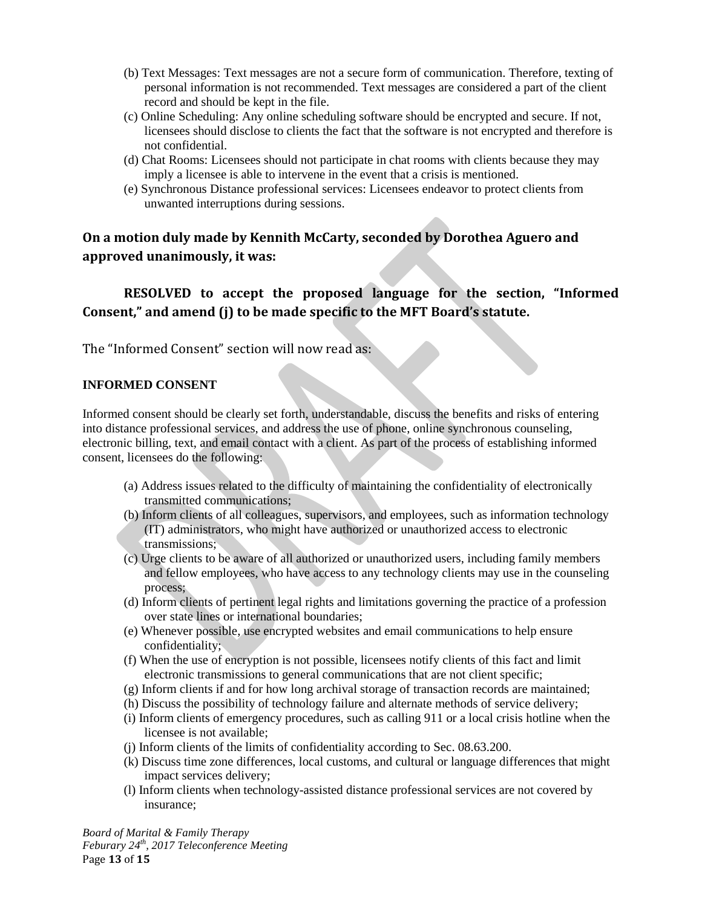(b) Text Messages: Text messages are not a secure form of communication. Therefore, texting of personal information is not recommended. Text messages are considered a part of the client record and should be kept in the file.

(c) Online Scheduling: Any online scheduling software should be encrypted and secure. If not, licensees should disclose to clients the fact that the software is not encrypted and therefore is not confidential.

(d) Chat Rooms: Licensees should not participate in chat rooms with clients because they may imply a licensee is able to intervene in the event that a crisis is mentioned.

(e) Synchronous Distance professional services: Licensees endeavor to protect clients from unwanted interruptions during sessions.

**On a motion duly made by Kennith McCarty, seconded by Dorothea Aguero and approved unanimously, it was:**

**RESOLVED to accept the proposed language for the section, "Informed Consent," and amend (j) to be made specific to the MFT Board's statute.**

The "Informed Consent" section will now read as:

**INFORMED CONSENT**

Informed consent should be clearly set forth, understandable, discuss the benefits and risks of entering into distance professional services, and address the use of phone, online synchronous counseling, electronic billing, text, and email contact with a client. As part of the process of establishing informed consent, licensees do the following:

(a) Address issues related to the difficulty of maintaining the confidentiality of electronically transmitted communications;

(b) Inform clients of all colleagues, supervisors, and employees, such as information technology (IT) administrators, who might have authorized or unauthorized access to electronic transmissions;

(c) Urge clients to be aware of all authorized or unauthorized users, including family members and fellow employees, who have access to any technology clients may use in the counseling process;

(d) Inform clients of pertinent legal rights and limitations governing the practice of a profession over state lines or international boundaries;

(e) Whenever possible, use encrypted websites and email communications to help ensure confidentiality;

(f) When the use of encryption is not possible, licensees notify clients of this fact and limit electronic transmissions to general communications that are not client specific;

(g) Inform clients if and for how long archival storage of transaction records are maintained;

(h) Discuss the possibility of technology failure and alternate methods of service delivery;

(i) Inform clients of emergency procedures, such as calling 911 or a local crisis hotline when the licensee is not available;

(j) Inform clients of the limits of confidentiality according to Sec. 08.63.200.

(k) Discuss time zone differences, local customs, and cultural or language differences that might impact services delivery;

(l) Inform clients when technology-assisted distance professional services are not covered by insurance;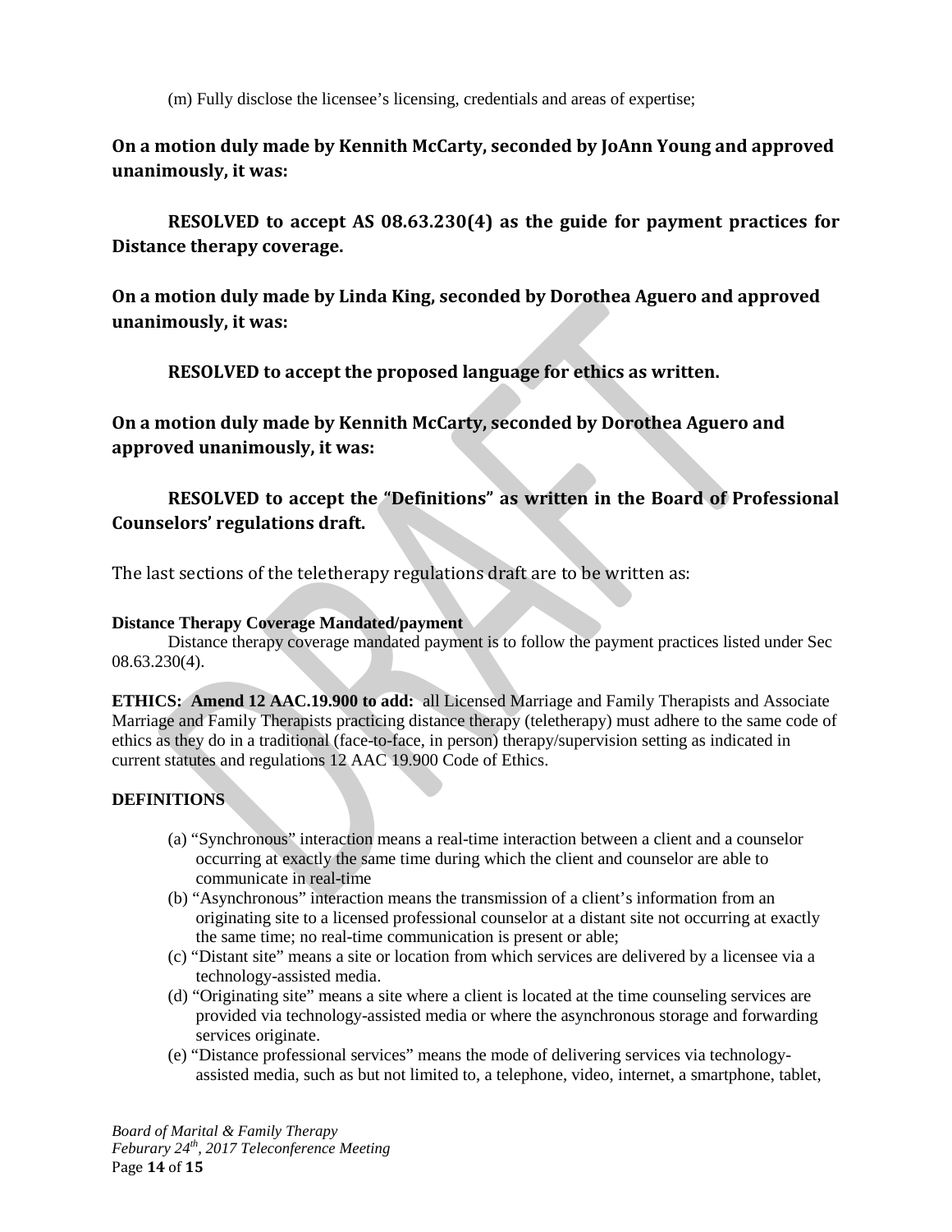(m) Fully disclose the licensee's licensing, credentials and areas of expertise;

**On a motion duly made by Kennith McCarty, seconded by JoAnn Young and approved unanimously, it was:**

**RESOLVED to accept AS 08.63.230(4) as the guide for payment practices for Distance therapy coverage.**

**On a motion duly made by Linda King, seconded by Dorothea Aguero and approved unanimously, it was:**

**RESOLVED to accept the proposed language for ethics as written.**

**On a motion duly made by Kennith McCarty, seconded by Dorothea Aguero and approved unanimously, it was:**

**RESOLVED to accept the "Definitions" as written in the Board of Professional Counselors' regulations draft.**

The last sections of the teletherapy regulations draft are to be written as:

**Distance Therapy Coverage Mandated/payment**

Distance therapy coverage mandated payment is to follow the payment practices listed under Sec 08.63.230(4).

**ETHICS: Amend 12 AAC.19.900 to add:** all Licensed Marriage and Family Therapists and Associate Marriage and Family Therapists practicing distance therapy (teletherapy) must adhere to the same code of ethics as they do in a traditional (face-to-face, in person) therapy/supervision setting as indicated in current statutes and regulations 12 AAC 19.900 Code of Ethics.

**DEFINITIONS**

(a) "Synchronous" interaction means a real-time interaction between a client and a counselor occurring at exactly the same time during which the client and counselor are able to communicate in real-time

(b) "Asynchronous" interaction means the transmission of a client's information from an originating site to a licensed professional counselor at a distant site not occurring at exactly the same time; no real-time communication is present or able;

(c) "Distant site" means a site or location from which services are delivered by a licensee via a technology-assisted media.

(d) "Originating site" means a site where a client is located at the time counseling services are provided via technology-assisted media or where the asynchronous storage and forwarding services originate.

(e) "Distance professional services" means the mode of delivering services via technology-assisted media, such as but not limited to, a telephone, video, internet, a smartphone, tablet,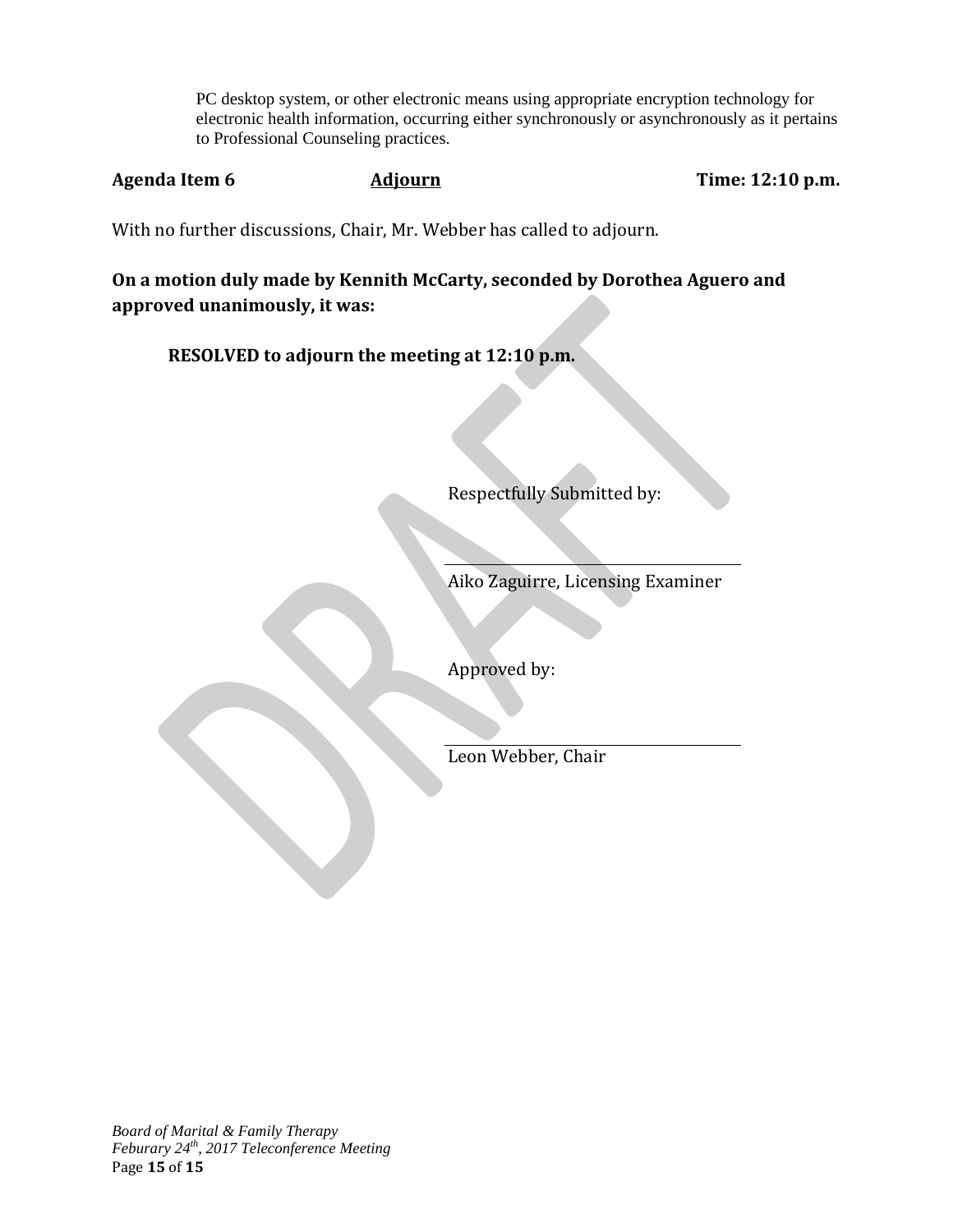PC desktop system, or other electronic means using appropriate encryption technology for electronic health information, occurring either synchronously or asynchronously as it pertains to Professional Counseling practices.

**Agenda Item 6** **Adjourn** **Time: 12:10 p.m.**

With no further discussions, Chair, Mr. Webber has called to adjourn.

**On a motion duly made by Kennith McCarty, seconded by Dorothea Aguero and approved unanimously, it was:**

**RESOLVED to adjourn the meeting at 12:10 p.m.**

Respectfully Submitted by:

\_\_\_\_\_\_\_\_\_\_\_\_\_\_\_\_\_\_\_\_\_\_\_\_\_\_\_\_\_\_

Aiko Zaguirre, Licensing Examiner

Approved by:

\_\_\_\_\_\_\_\_\_\_\_\_\_\_\_\_\_\_\_\_\_\_\_\_\_\_\_\_\_\_

Leon Webber, Chair